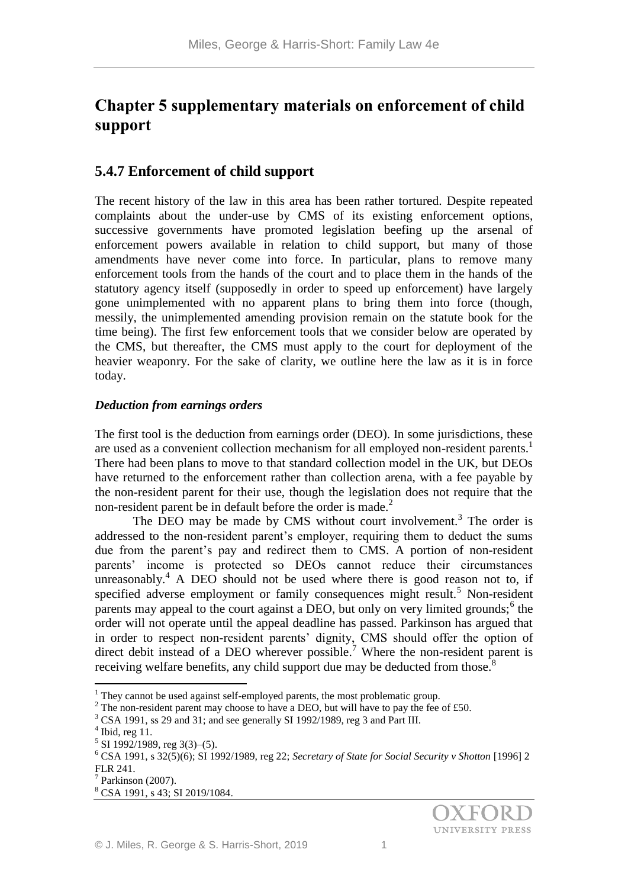# Chapter 5 supplementary materials on enforcement of child support

## 5.4.7 Enforcement of child support

The recent history of the law in this area has been rather tortured. Despite repeated complaints about the under-use by CMS of its existing enforcement options, successive governments have promoted legislation beefing up the arsenal of enforcement powers available in relation to child support, but many of those amendments have never come into force. In particular, plans to remove many enforcement tools from the hands of the court and to place them in the hands of the statutory agency itself (supposedly in order to speed up enforcement) have largely gone unimplemented with no apparent plans to bring them into force (though, messily, the unimplemented amending provision remain on the statute book for the time being). The first few enforcement tools that we consider below are operated by the CMS, but thereafter, the CMS must apply to the court for deployment of the heavier weaponry. For the sake of clarity, we outline here the law as it is in force today.

### *Deduction from earnings orders*

The first tool is the deduction from earnings order (DEO). In some jurisdictions, these are used as a convenient collection mechanism for all employed non-resident parents.[1] There had been plans to move to that standard collection model in the UK, but DEOs have returned to the enforcement rather than collection arena, with a fee payable by the non-resident parent for their use, though the legislation does not require that the non-resident parent be in default before the order is made.[2]

The DEO may be made by CMS without court involvement.[3] The order is addressed to the non-resident parent's employer, requiring them to deduct the sums due from the parent's pay and redirect them to CMS. A portion of non-resident parents' income is protected so DEOs cannot reduce their circumstances unreasonably.[4] A DEO should not be used where there is good reason not to, if specified adverse employment or family consequences might result.[5] Non-resident parents may appeal to the court against a DEO, but only on very limited grounds;[6] the order will not operate until the appeal deadline has passed. Parkinson has argued that in order to respect non-resident parents' dignity, CMS should offer the option of direct debit instead of a DEO wherever possible.[7] Where the non-resident parent is receiving welfare benefits, any child support due may be deducted from those.[8]

---

[1] They cannot be used against self-employed parents, the most problematic group.

[2] The non-resident parent may choose to have a DEO, but will have to pay the fee of £50.

[3] CSA 1991, ss 29 and 31; and see generally SI 1992/1989, reg 3 and Part III.

[4] Ibid, reg 11.

[5] SI 1992/1989, reg 3(3)–(5).

[6] CSA 1991, s 32(5)(6); SI 1992/1989, reg 22; *Secretary of State for Social Security v Shotton* [1996] 2 FLR 241.

[7] Parkinson (2007).

[8] CSA 1991, s 43; SI 2019/1084.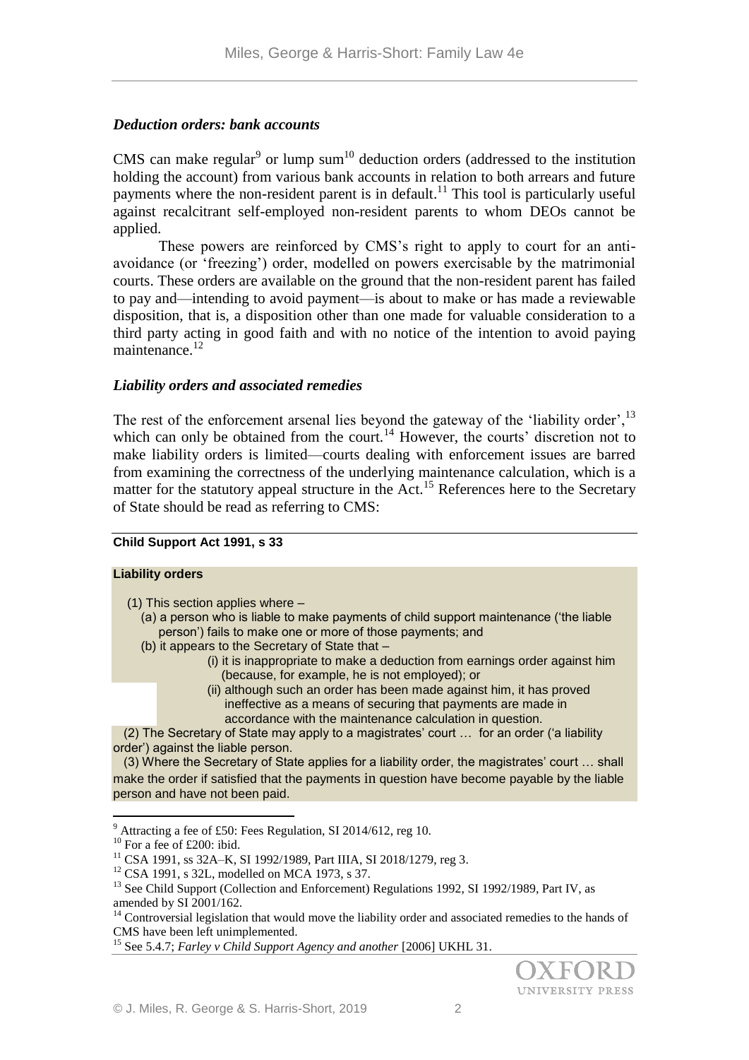### *Deduction orders: bank accounts*

CMS can make regular[9] or lump sum[10] deduction orders (addressed to the institution holding the account) from various bank accounts in relation to both arrears and future payments where the non-resident parent is in default.[11] This tool is particularly useful against recalcitrant self-employed non-resident parents to whom DEOs cannot be applied.

These powers are reinforced by CMS's right to apply to court for an anti-avoidance (or 'freezing') order, modelled on powers exercisable by the matrimonial courts. These orders are available on the ground that the non-resident parent has failed to pay and—intending to avoid payment—is about to make or has made a reviewable disposition, that is, a disposition other than one made for valuable consideration to a third party acting in good faith and with no notice of the intention to avoid paying maintenance.[12]

### *Liability orders and associated remedies*

The rest of the enforcement arsenal lies beyond the gateway of the 'liability order',[13] which can only be obtained from the court.[14] However, the courts' discretion not to make liability orders is limited—courts dealing with enforcement issues are barred from examining the correctness of the underlying maintenance calculation, which is a matter for the statutory appeal structure in the Act.[15] References here to the Secretary of State should be read as referring to CMS:

**Child Support Act 1991, s 33**

**Liability orders**

(1) This section applies where –
  (a) a person who is liable to make payments of child support maintenance ('the liable person') fails to make one or more of those payments; and
  (b) it appears to the Secretary of State that –
    (i) it is inappropriate to make a deduction from earnings order against him (because, for example, he is not employed); or
    (ii) although such an order has been made against him, it has proved ineffective as a means of securing that payments are made in accordance with the maintenance calculation in question.

(2) The Secretary of State may apply to a magistrates' court … for an order ('a liability order') against the liable person.

(3) Where the Secretary of State applies for a liability order, the magistrates' court … shall make the order if satisfied that the payments in question have become payable by the liable person and have not been paid.

---

[9] Attracting a fee of £50: Fees Regulation, SI 2014/612, reg 10.

[10] For a fee of £200: ibid.

[11] CSA 1991, ss 32A–K, SI 1992/1989, Part IIIA, SI 2018/1279, reg 3.

[12] CSA 1991, s 32L, modelled on MCA 1973, s 37.

[13] See Child Support (Collection and Enforcement) Regulations 1992, SI 1992/1989, Part IV, as amended by SI 2001/162.

[14] Controversial legislation that would move the liability order and associated remedies to the hands of CMS have been left unimplemented.

[15] See 5.4.7; *Farley v Child Support Agency and another* [2006] UKHL 31.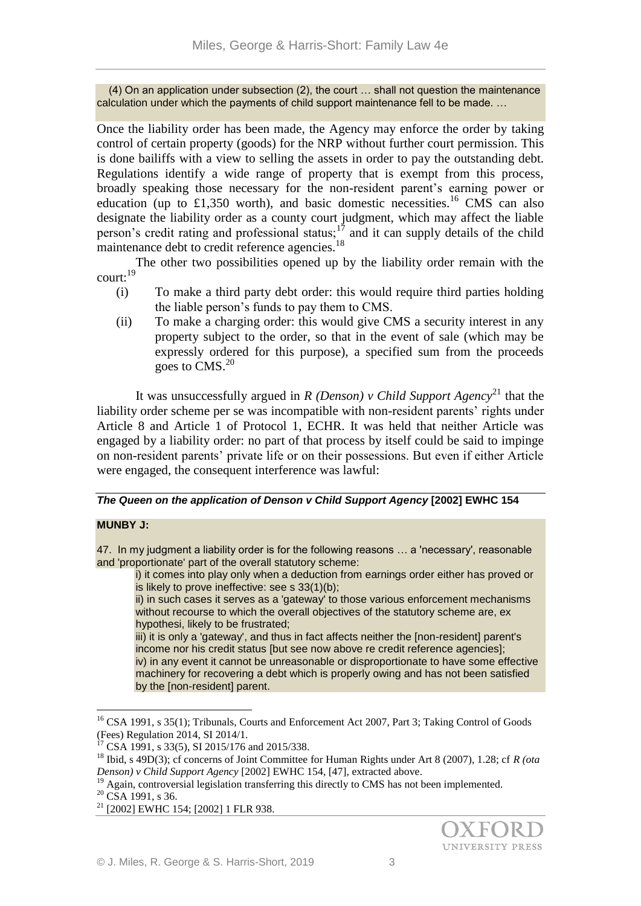(4) On an application under subsection (2), the court … shall not question the maintenance calculation under which the payments of child support maintenance fell to be made. …

Once the liability order has been made, the Agency may enforce the order by taking control of certain property (goods) for the NRP without further court permission. This is done bailiffs with a view to selling the assets in order to pay the outstanding debt. Regulations identify a wide range of property that is exempt from this process, broadly speaking those necessary for the non-resident parent's earning power or education (up to £1,350 worth), and basic domestic necessities.[16] CMS can also designate the liability order as a county court judgment, which may affect the liable person's credit rating and professional status;[17] and it can supply details of the child maintenance debt to credit reference agencies.[18]

The other two possibilities opened up by the liability order remain with the court:[19]

(i) To make a third party debt order: this would require third parties holding the liable person's funds to pay them to CMS.

(ii) To make a charging order: this would give CMS a security interest in any property subject to the order, so that in the event of sale (which may be expressly ordered for this purpose), a specified sum from the proceeds goes to CMS.[20]

It was unsuccessfully argued in *R (Denson) v Child Support Agency*[21] that the liability order scheme per se was incompatible with non-resident parents' rights under Article 8 and Article 1 of Protocol 1, ECHR. It was held that neither Article was engaged by a liability order: no part of that process by itself could be said to impinge on non-resident parents' private life or on their possessions. But even if either Article were engaged, the consequent interference was lawful:

***The Queen on the application of Denson v Child Support Agency* [2002] EWHC 154**

**MUNBY J:**

47. In my judgment a liability order is for the following reasons … a 'necessary', reasonable and 'proportionate' part of the overall statutory scheme:

i) it comes into play only when a deduction from earnings order either has proved or is likely to prove ineffective: see s 33(1)(b);

ii) in such cases it serves as a 'gateway' to those various enforcement mechanisms without recourse to which the overall objectives of the statutory scheme are, ex hypothesi, likely to be frustrated;

iii) it is only a 'gateway', and thus in fact affects neither the [non-resident] parent's income nor his credit status [but see now above re credit reference agencies];

iv) in any event it cannot be unreasonable or disproportionate to have some effective machinery for recovering a debt which is properly owing and has not been satisfied by the [non-resident] parent.

---

[16] CSA 1991, s 35(1); Tribunals, Courts and Enforcement Act 2007, Part 3; Taking Control of Goods (Fees) Regulation 2014, SI 2014/1.

[17] CSA 1991, s 33(5), SI 2015/176 and 2015/338.

[18] Ibid, s 49D(3); cf concerns of Joint Committee for Human Rights under Art 8 (2007), 1.28; cf *R (ota Denson) v Child Support Agency* [2002] EWHC 154, [47], extracted above.

[19] Again, controversial legislation transferring this directly to CMS has not been implemented.

[20] CSA 1991, s 36.

[21] [2002] EWHC 154; [2002] 1 FLR 938.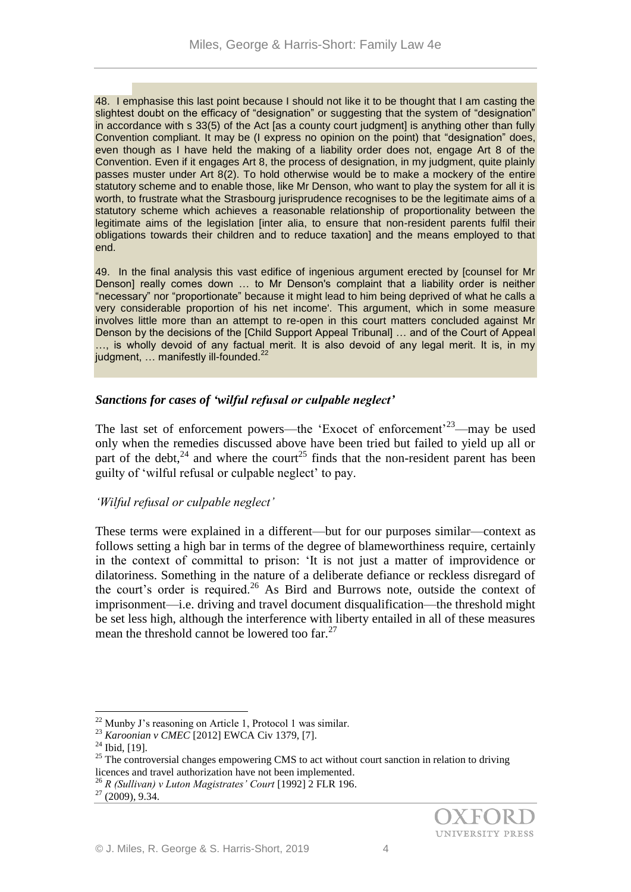48. I emphasise this last point because I should not like it to be thought that I am casting the slightest doubt on the efficacy of "designation" or suggesting that the system of "designation" in accordance with s 33(5) of the Act [as a county court judgment] is anything other than fully Convention compliant. It may be (I express no opinion on the point) that "designation" does, even though as I have held the making of a liability order does not, engage Art 8 of the Convention. Even if it engages Art 8, the process of designation, in my judgment, quite plainly passes muster under Art 8(2). To hold otherwise would be to make a mockery of the entire statutory scheme and to enable those, like Mr Denson, who want to play the system for all it is worth, to frustrate what the Strasbourg jurisprudence recognises to be the legitimate aims of a statutory scheme which achieves a reasonable relationship of proportionality between the legitimate aims of the legislation [inter alia, to ensure that non-resident parents fulfil their obligations towards their children and to reduce taxation] and the means employed to that end.

49. In the final analysis this vast edifice of ingenious argument erected by [counsel for Mr Denson] really comes down … to Mr Denson's complaint that a liability order is neither "necessary" nor "proportionate" because it might lead to him being deprived of what he calls a very considerable proportion of his net income'. This argument, which in some measure involves little more than an attempt to re-open in this court matters concluded against Mr Denson by the decisions of the [Child Support Appeal Tribunal] … and of the Court of Appeal …, is wholly devoid of any factual merit. It is also devoid of any legal merit. It is, in my judgment, … manifestly ill-founded.[22]

### *Sanctions for cases of 'wilful refusal or culpable neglect'*

The last set of enforcement powers—the 'Exocet of enforcement'[23]—may be used only when the remedies discussed above have been tried but failed to yield up all or part of the debt,[24] and where the court[25] finds that the non-resident parent has been guilty of 'wilful refusal or culpable neglect' to pay.

#### *'Wilful refusal or culpable neglect'*

These terms were explained in a different—but for our purposes similar—context as follows setting a high bar in terms of the degree of blameworthiness require, certainly in the context of committal to prison: 'It is not just a matter of improvidence or dilatoriness. Something in the nature of a deliberate defiance or reckless disregard of the court's order is required.[26] As Bird and Burrows note, outside the context of imprisonment—i.e. driving and travel document disqualification—the threshold might be set less high, although the interference with liberty entailed in all of these measures mean the threshold cannot be lowered too far.[27]

---

[22] Munby J's reasoning on Article 1, Protocol 1 was similar.

[23] *Karoonian v CMEC* [2012] EWCA Civ 1379, [7].

[24] Ibid, [19].

[25] The controversial changes empowering CMS to act without court sanction in relation to driving licences and travel authorization have not been implemented.

[26] *R (Sullivan) v Luton Magistrates' Court* [1992] 2 FLR 196.

[27] (2009), 9.34.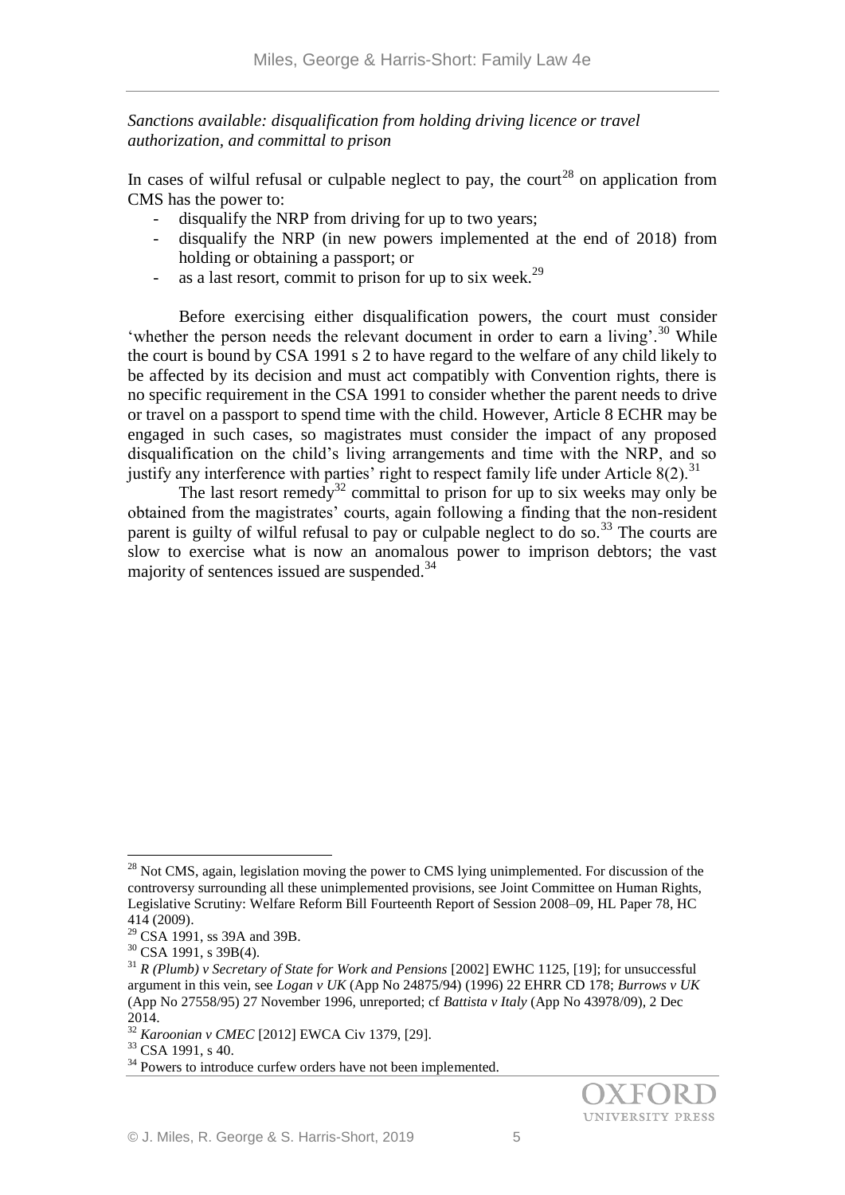*Sanctions available: disqualification from holding driving licence or travel authorization, and committal to prison*

In cases of wilful refusal or culpable neglect to pay, the court[28] on application from CMS has the power to:

- disqualify the NRP from driving for up to two years;
- disqualify the NRP (in new powers implemented at the end of 2018) from holding or obtaining a passport; or
- as a last resort, commit to prison for up to six week.[29]

Before exercising either disqualification powers, the court must consider 'whether the person needs the relevant document in order to earn a living'.[30] While the court is bound by CSA 1991 s 2 to have regard to the welfare of any child likely to be affected by its decision and must act compatibly with Convention rights, there is no specific requirement in the CSA 1991 to consider whether the parent needs to drive or travel on a passport to spend time with the child. However, Article 8 ECHR may be engaged in such cases, so magistrates must consider the impact of any proposed disqualification on the child's living arrangements and time with the NRP, and so justify any interference with parties' right to respect family life under Article 8(2).[31]

The last resort remedy[32] committal to prison for up to six weeks may only be obtained from the magistrates' courts, again following a finding that the non-resident parent is guilty of wilful refusal to pay or culpable neglect to do so.[33] The courts are slow to exercise what is now an anomalous power to imprison debtors; the vast majority of sentences issued are suspended.[34]

---

[28] Not CMS, again, legislation moving the power to CMS lying unimplemented. For discussion of the controversy surrounding all these unimplemented provisions, see Joint Committee on Human Rights, Legislative Scrutiny: Welfare Reform Bill Fourteenth Report of Session 2008–09, HL Paper 78, HC 414 (2009).

[29] CSA 1991, ss 39A and 39B.

[30] CSA 1991, s 39B(4).

[31] *R (Plumb) v Secretary of State for Work and Pensions* [2002] EWHC 1125, [19]; for unsuccessful argument in this vein, see *Logan v UK* (App No 24875/94) (1996) 22 EHRR CD 178; *Burrows v UK* (App No 27558/95) 27 November 1996, unreported; cf *Battista v Italy* (App No 43978/09), 2 Dec 2014.

[32] *Karoonian v CMEC* [2012] EWCA Civ 1379, [29].

[33] CSA 1991, s 40.

[34] Powers to introduce curfew orders have not been implemented.